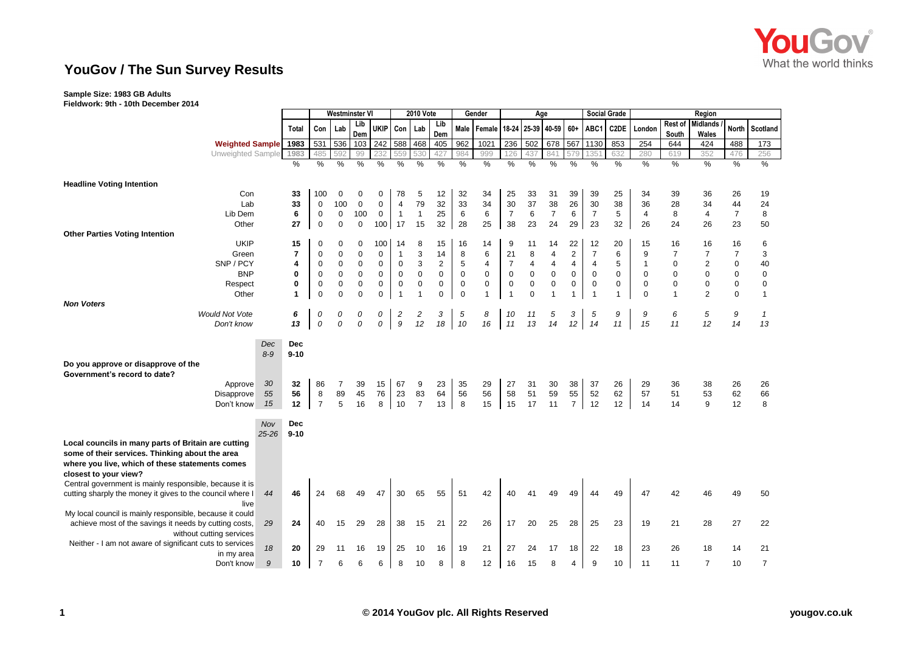# YouGov / The Sun Survey Results

**Sample Size: 1983 GB Adults**
**Fieldwork: 9th - 10th December 2014**

| | | Total | Westminster VI | | | | 2010 Vote | | | Gender | | Age | | | | Social Grade | | Region | | | | |
|---|---|---|---|---|---|---|---|---|---|---|---|---|---|---|---|---|---|---|---|---|---|---|
| | | | Con | Lab | Lib Dem | UKIP | Con | Lab | Lib Dem | Male | Female | 18-24 | 25-39 | 40-59 | 60+ | ABC1 | C2DE | London | Rest of South | Midlands / Wales | North | Scotland |
| **Weighted Sample** | | 1983 | 531 | 536 | 103 | 242 | 588 | 468 | 405 | 962 | 1021 | 236 | 502 | 678 | 567 | 1130 | 853 | 254 | 644 | 424 | 488 | 173 |
| Unweighted Sample | | 1983 | 485 | 592 | 99 | 232 | 559 | 530 | 427 | 984 | 999 | 126 | 437 | 841 | 579 | 1351 | 632 | 280 | 619 | 352 | 476 | 256 |
| | | % | % | % | % | % | % | % | % | % | % | % | % | % | % | % | % | % | % | % | % | % |
| **Headline Voting Intention** | | | | | | | | | | | | | | | | | | | | | | |
| Con | | 33 | 100 | 0 | 0 | 0 | 78 | 5 | 12 | 32 | 34 | 25 | 33 | 31 | 39 | 39 | 25 | 34 | 39 | 36 | 26 | 19 |
| Lab | | 33 | 0 | 100 | 0 | 0 | 4 | 79 | 32 | 33 | 34 | 30 | 37 | 38 | 26 | 30 | 38 | 36 | 28 | 34 | 44 | 24 |
| Lib Dem | | 6 | 0 | 0 | 100 | 0 | 1 | 1 | 25 | 6 | 6 | 7 | 6 | 7 | 6 | 7 | 5 | 4 | 8 | 4 | 7 | 8 |
| Other | | 27 | 0 | 0 | 0 | 100 | 17 | 15 | 32 | 28 | 25 | 38 | 23 | 24 | 29 | 23 | 32 | 26 | 24 | 26 | 23 | 50 |
| **Other Parties Voting Intention** | | | | | | | | | | | | | | | | | | | | | | |
| UKIP | | 15 | 0 | 0 | 0 | 100 | 14 | 8 | 15 | 16 | 14 | 9 | 11 | 14 | 22 | 12 | 20 | 15 | 16 | 16 | 16 | 6 |
| Green | | 7 | 0 | 0 | 0 | 0 | 1 | 3 | 14 | 8 | 6 | 21 | 8 | 4 | 2 | 7 | 6 | 9 | 7 | 7 | 7 | 3 |
| SNP / PCY | | 4 | 0 | 0 | 0 | 0 | 0 | 3 | 2 | 5 | 4 | 7 | 4 | 4 | 4 | 4 | 5 | 1 | 0 | 2 | 0 | 40 |
| BNP | | 0 | 0 | 0 | 0 | 0 | 0 | 0 | 0 | 0 | 0 | 0 | 0 | 0 | 0 | 0 | 0 | 0 | 0 | 0 | 0 | 0 |
| Respect | | 0 | 0 | 0 | 0 | 0 | 0 | 0 | 0 | 0 | 0 | 0 | 0 | 0 | 0 | 0 | 0 | 0 | 0 | 0 | 0 | 0 |
| Other | | 1 | 0 | 0 | 0 | 0 | 1 | 1 | 0 | 0 | 1 | 1 | 0 | 1 | 1 | 1 | 1 | 0 | 1 | 2 | 0 | 1 |
| ***Non Voters*** | | | | | | | | | | | | | | | | | | | | | | |
| *Would Not Vote* | | *6* | *0* | *0* | *0* | *0* | *2* | *2* | *3* | *5* | *8* | *10* | *11* | *5* | *3* | *5* | *9* | *9* | *6* | *5* | *9* | *1* |
| *Don't know* | | *13* | *0* | *0* | *0* | *0* | *9* | *12* | *18* | *10* | *16* | *11* | *13* | *14* | *12* | *14* | *11* | *15* | *11* | *12* | *14* | *13* |
| | *Dec 8-9* | **Dec 9-10** | | | | | | | | | | | | | | | | | | | | |
| **Do you approve or disapprove of the Government's record to date?** | | | | | | | | | | | | | | | | | | | | | | |
| Approve | 30 | 32 | 86 | 7 | 39 | 15 | 67 | 9 | 23 | 35 | 29 | 27 | 31 | 30 | 38 | 37 | 26 | 29 | 36 | 38 | 26 | 26 |
| Disapprove | 55 | 56 | 8 | 89 | 45 | 76 | 23 | 83 | 64 | 56 | 56 | 58 | 51 | 59 | 55 | 52 | 62 | 57 | 51 | 53 | 62 | 66 |
| Don't know | 15 | 12 | 7 | 5 | 16 | 8 | 10 | 7 | 13 | 8 | 15 | 15 | 17 | 11 | 7 | 12 | 12 | 14 | 14 | 9 | 12 | 8 |
| | *Nov 25-26* | **Dec 9-10** | | | | | | | | | | | | | | | | | | | | |
| **Local councils in many parts of Britain are cutting some of their services. Thinking about the area where you live, which of these statements comes closest to your view?** | | | | | | | | | | | | | | | | | | | | | | |
| Central government is mainly responsible, because it is cutting sharply the money it gives to the council where I live | 44 | 46 | 24 | 68 | 49 | 47 | 30 | 65 | 55 | 51 | 42 | 40 | 41 | 49 | 49 | 44 | 49 | 47 | 42 | 46 | 49 | 50 |
| My local council is mainly responsible, because it could achieve most of the savings it needs by cutting costs, without cutting services | 29 | 24 | 40 | 15 | 29 | 28 | 38 | 15 | 21 | 22 | 26 | 17 | 20 | 25 | 28 | 25 | 23 | 19 | 21 | 28 | 27 | 22 |
| Neither - I am not aware of significant cuts to services in my area | 18 | 20 | 29 | 11 | 16 | 19 | 25 | 10 | 16 | 19 | 21 | 27 | 24 | 17 | 18 | 22 | 18 | 23 | 26 | 18 | 14 | 21 |
| Don't know | 9 | 10 | 7 | 6 | 6 | 6 | 8 | 10 | 8 | 8 | 12 | 16 | 15 | 8 | 4 | 9 | 10 | 11 | 11 | 7 | 10 | 7 |

© 2014 YouGov plc. All Rights Reserved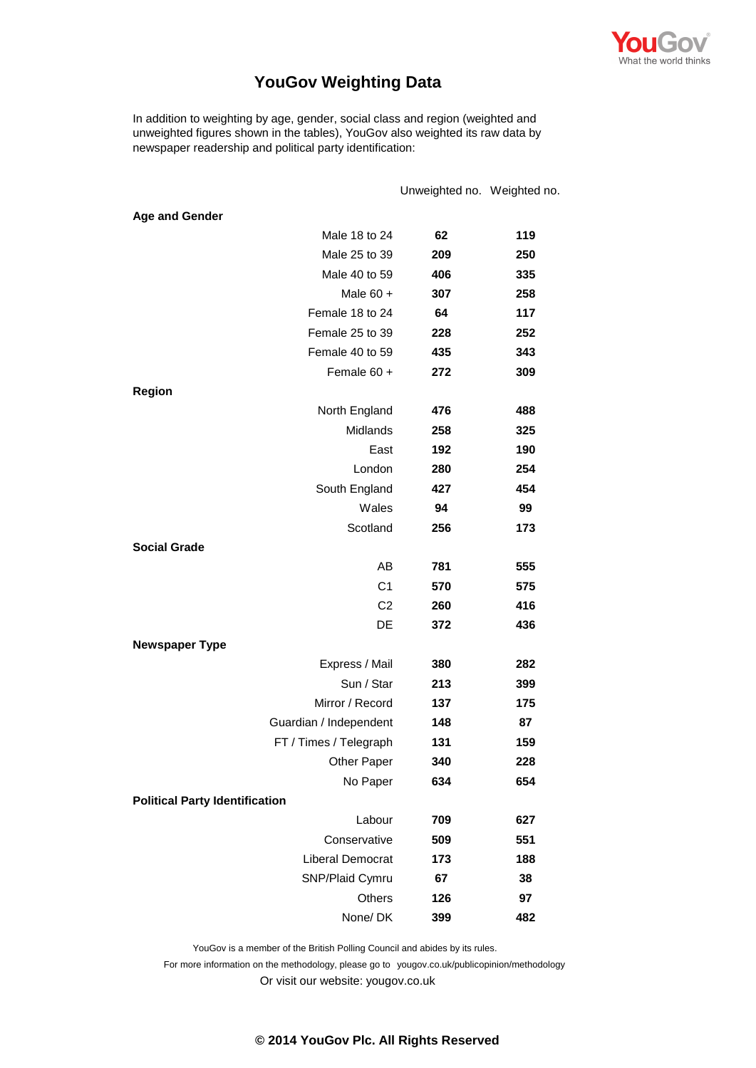# YouGov Weighting Data

In addition to weighting by age, gender, social class and region (weighted and unweighted figures shown in the tables), YouGov also weighted its raw data by newspaper readership and political party identification:

| | Unweighted no. | Weighted no. |
|---|---|---|
| **Age and Gender** | | |
| Male 18 to 24 | **62** | **119** |
| Male 25 to 39 | **209** | **250** |
| Male 40 to 59 | **406** | **335** |
| Male 60 + | **307** | **258** |
| Female 18 to 24 | **64** | **117** |
| Female 25 to 39 | **228** | **252** |
| Female 40 to 59 | **435** | **343** |
| Female 60 + | **272** | **309** |
| **Region** | | |
| North England | **476** | **488** |
| Midlands | **258** | **325** |
| East | **192** | **190** |
| London | **280** | **254** |
| South England | **427** | **454** |
| Wales | **94** | **99** |
| Scotland | **256** | **173** |
| **Social Grade** | | |
| AB | **781** | **555** |
| C1 | **570** | **575** |
| C2 | **260** | **416** |
| DE | **372** | **436** |
| **Newspaper Type** | | |
| Express / Mail | **380** | **282** |
| Sun / Star | **213** | **399** |
| Mirror / Record | **137** | **175** |
| Guardian / Independent | **148** | **87** |
| FT / Times / Telegraph | **131** | **159** |
| Other Paper | **340** | **228** |
| No Paper | **634** | **654** |
| **Political Party Identification** | | |
| Labour | **709** | **627** |
| Conservative | **509** | **551** |
| Liberal Democrat | **173** | **188** |
| SNP/Plaid Cymru | **67** | **38** |
| Others | **126** | **97** |
| None/ DK | **399** | **482** |

YouGov is a member of the British Polling Council and abides by its rules.

For more information on the methodology, please go to yougov.co.uk/publicopinion/methodology

Or visit our website: yougov.co.uk

**© 2014 YouGov Plc. All Rights Reserved**